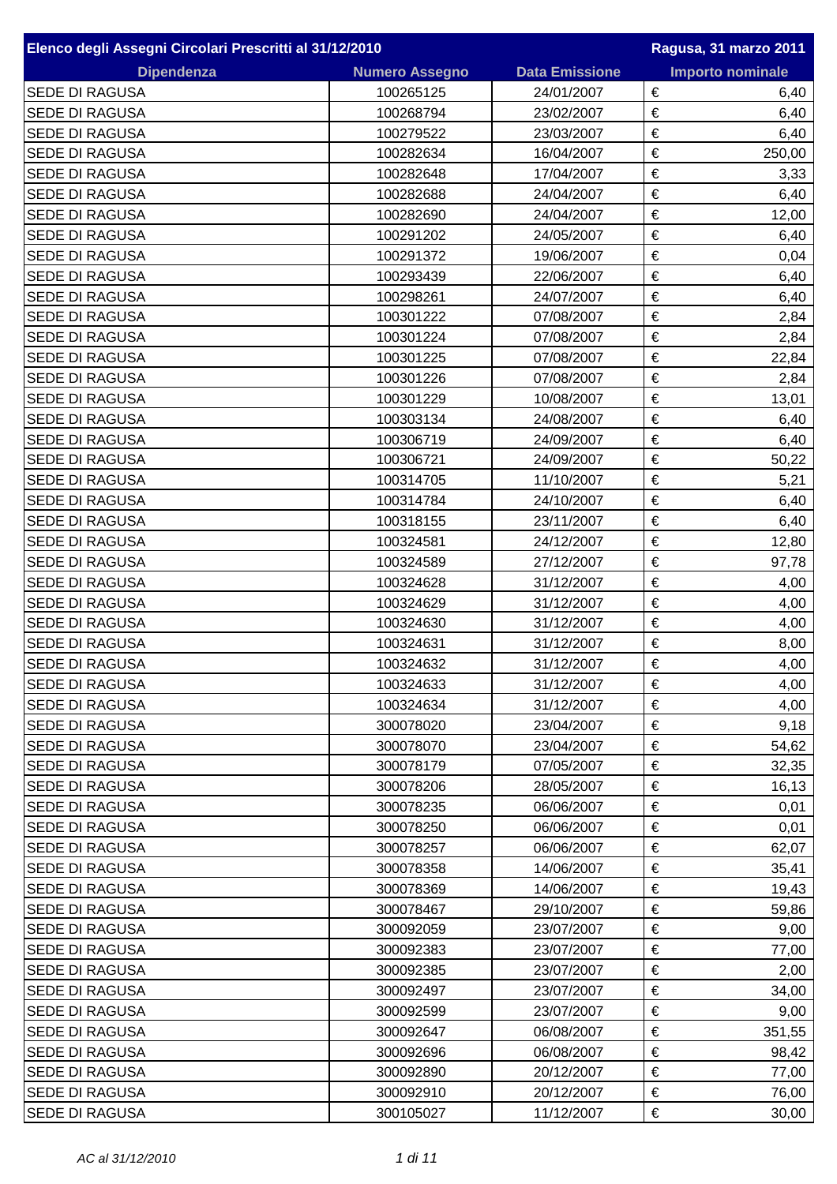| Elenco degli Assegni Circolari Prescritti al 31/12/2010 | | | Ragusa, 31 marzo 2011 |
|---|---|---|---|
| **Dipendenza** | **Numero Assegno** | **Data Emissione** | **Importo nominale** |
| SEDE DI RAGUSA | 100265125 | 24/01/2007 | € 6,40 |
| SEDE DI RAGUSA | 100268794 | 23/02/2007 | € 6,40 |
| SEDE DI RAGUSA | 100279522 | 23/03/2007 | € 6,40 |
| SEDE DI RAGUSA | 100282634 | 16/04/2007 | € 250,00 |
| SEDE DI RAGUSA | 100282648 | 17/04/2007 | € 3,33 |
| SEDE DI RAGUSA | 100282688 | 24/04/2007 | € 6,40 |
| SEDE DI RAGUSA | 100282690 | 24/04/2007 | € 12,00 |
| SEDE DI RAGUSA | 100291202 | 24/05/2007 | € 6,40 |
| SEDE DI RAGUSA | 100291372 | 19/06/2007 | € 0,04 |
| SEDE DI RAGUSA | 100293439 | 22/06/2007 | € 6,40 |
| SEDE DI RAGUSA | 100298261 | 24/07/2007 | € 6,40 |
| SEDE DI RAGUSA | 100301222 | 07/08/2007 | € 2,84 |
| SEDE DI RAGUSA | 100301224 | 07/08/2007 | € 2,84 |
| SEDE DI RAGUSA | 100301225 | 07/08/2007 | € 22,84 |
| SEDE DI RAGUSA | 100301226 | 07/08/2007 | € 2,84 |
| SEDE DI RAGUSA | 100301229 | 10/08/2007 | € 13,01 |
| SEDE DI RAGUSA | 100303134 | 24/08/2007 | € 6,40 |
| SEDE DI RAGUSA | 100306719 | 24/09/2007 | € 6,40 |
| SEDE DI RAGUSA | 100306721 | 24/09/2007 | € 50,22 |
| SEDE DI RAGUSA | 100314705 | 11/10/2007 | € 5,21 |
| SEDE DI RAGUSA | 100314784 | 24/10/2007 | € 6,40 |
| SEDE DI RAGUSA | 100318155 | 23/11/2007 | € 6,40 |
| SEDE DI RAGUSA | 100324581 | 24/12/2007 | € 12,80 |
| SEDE DI RAGUSA | 100324589 | 27/12/2007 | € 97,78 |
| SEDE DI RAGUSA | 100324628 | 31/12/2007 | € 4,00 |
| SEDE DI RAGUSA | 100324629 | 31/12/2007 | € 4,00 |
| SEDE DI RAGUSA | 100324630 | 31/12/2007 | € 4,00 |
| SEDE DI RAGUSA | 100324631 | 31/12/2007 | € 8,00 |
| SEDE DI RAGUSA | 100324632 | 31/12/2007 | € 4,00 |
| SEDE DI RAGUSA | 100324633 | 31/12/2007 | € 4,00 |
| SEDE DI RAGUSA | 100324634 | 31/12/2007 | € 4,00 |
| SEDE DI RAGUSA | 300078020 | 23/04/2007 | € 9,18 |
| SEDE DI RAGUSA | 300078070 | 23/04/2007 | € 54,62 |
| SEDE DI RAGUSA | 300078179 | 07/05/2007 | € 32,35 |
| SEDE DI RAGUSA | 300078206 | 28/05/2007 | € 16,13 |
| SEDE DI RAGUSA | 300078235 | 06/06/2007 | € 0,01 |
| SEDE DI RAGUSA | 300078250 | 06/06/2007 | € 0,01 |
| SEDE DI RAGUSA | 300078257 | 06/06/2007 | € 62,07 |
| SEDE DI RAGUSA | 300078358 | 14/06/2007 | € 35,41 |
| SEDE DI RAGUSA | 300078369 | 14/06/2007 | € 19,43 |
| SEDE DI RAGUSA | 300078467 | 29/10/2007 | € 59,86 |
| SEDE DI RAGUSA | 300092059 | 23/07/2007 | € 9,00 |
| SEDE DI RAGUSA | 300092383 | 23/07/2007 | € 77,00 |
| SEDE DI RAGUSA | 300092385 | 23/07/2007 | € 2,00 |
| SEDE DI RAGUSA | 300092497 | 23/07/2007 | € 34,00 |
| SEDE DI RAGUSA | 300092599 | 23/07/2007 | € 9,00 |
| SEDE DI RAGUSA | 300092647 | 06/08/2007 | € 351,55 |
| SEDE DI RAGUSA | 300092696 | 06/08/2007 | € 98,42 |
| SEDE DI RAGUSA | 300092890 | 20/12/2007 | € 77,00 |
| SEDE DI RAGUSA | 300092910 | 20/12/2007 | € 76,00 |
| SEDE DI RAGUSA | 300105027 | 11/12/2007 | € 30,00 |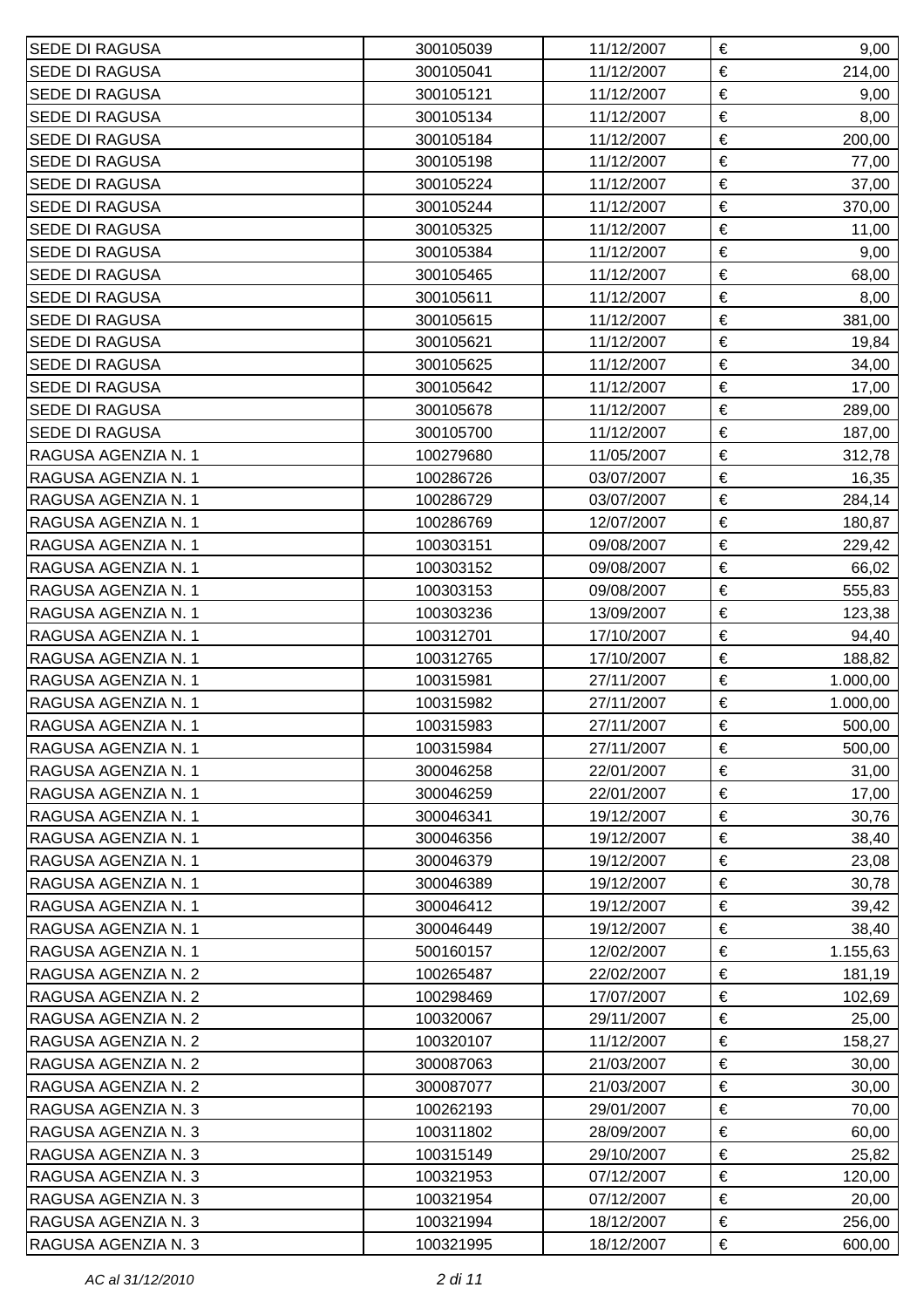| SEDE DI RAGUSA | 300105039 | 11/12/2007 | € | 9,00 |
|---|---|---|---|---|
| SEDE DI RAGUSA | 300105041 | 11/12/2007 | € | 214,00 |
| SEDE DI RAGUSA | 300105121 | 11/12/2007 | € | 9,00 |
| SEDE DI RAGUSA | 300105134 | 11/12/2007 | € | 8,00 |
| SEDE DI RAGUSA | 300105184 | 11/12/2007 | € | 200,00 |
| SEDE DI RAGUSA | 300105198 | 11/12/2007 | € | 77,00 |
| SEDE DI RAGUSA | 300105224 | 11/12/2007 | € | 37,00 |
| SEDE DI RAGUSA | 300105244 | 11/12/2007 | € | 370,00 |
| SEDE DI RAGUSA | 300105325 | 11/12/2007 | € | 11,00 |
| SEDE DI RAGUSA | 300105384 | 11/12/2007 | € | 9,00 |
| SEDE DI RAGUSA | 300105465 | 11/12/2007 | € | 68,00 |
| SEDE DI RAGUSA | 300105611 | 11/12/2007 | € | 8,00 |
| SEDE DI RAGUSA | 300105615 | 11/12/2007 | € | 381,00 |
| SEDE DI RAGUSA | 300105621 | 11/12/2007 | € | 19,84 |
| SEDE DI RAGUSA | 300105625 | 11/12/2007 | € | 34,00 |
| SEDE DI RAGUSA | 300105642 | 11/12/2007 | € | 17,00 |
| SEDE DI RAGUSA | 300105678 | 11/12/2007 | € | 289,00 |
| SEDE DI RAGUSA | 300105700 | 11/12/2007 | € | 187,00 |
| RAGUSA AGENZIA N. 1 | 100279680 | 11/05/2007 | € | 312,78 |
| RAGUSA AGENZIA N. 1 | 100286726 | 03/07/2007 | € | 16,35 |
| RAGUSA AGENZIA N. 1 | 100286729 | 03/07/2007 | € | 284,14 |
| RAGUSA AGENZIA N. 1 | 100286769 | 12/07/2007 | € | 180,87 |
| RAGUSA AGENZIA N. 1 | 100303151 | 09/08/2007 | € | 229,42 |
| RAGUSA AGENZIA N. 1 | 100303152 | 09/08/2007 | € | 66,02 |
| RAGUSA AGENZIA N. 1 | 100303153 | 09/08/2007 | € | 555,83 |
| RAGUSA AGENZIA N. 1 | 100303236 | 13/09/2007 | € | 123,38 |
| RAGUSA AGENZIA N. 1 | 100312701 | 17/10/2007 | € | 94,40 |
| RAGUSA AGENZIA N. 1 | 100312765 | 17/10/2007 | € | 188,82 |
| RAGUSA AGENZIA N. 1 | 100315981 | 27/11/2007 | € | 1.000,00 |
| RAGUSA AGENZIA N. 1 | 100315982 | 27/11/2007 | € | 1.000,00 |
| RAGUSA AGENZIA N. 1 | 100315983 | 27/11/2007 | € | 500,00 |
| RAGUSA AGENZIA N. 1 | 100315984 | 27/11/2007 | € | 500,00 |
| RAGUSA AGENZIA N. 1 | 300046258 | 22/01/2007 | € | 31,00 |
| RAGUSA AGENZIA N. 1 | 300046259 | 22/01/2007 | € | 17,00 |
| RAGUSA AGENZIA N. 1 | 300046341 | 19/12/2007 | € | 30,76 |
| RAGUSA AGENZIA N. 1 | 300046356 | 19/12/2007 | € | 38,40 |
| RAGUSA AGENZIA N. 1 | 300046379 | 19/12/2007 | € | 23,08 |
| RAGUSA AGENZIA N. 1 | 300046389 | 19/12/2007 | € | 30,78 |
| RAGUSA AGENZIA N. 1 | 300046412 | 19/12/2007 | € | 39,42 |
| RAGUSA AGENZIA N. 1 | 300046449 | 19/12/2007 | € | 38,40 |
| RAGUSA AGENZIA N. 1 | 500160157 | 12/02/2007 | € | 1.155,63 |
| RAGUSA AGENZIA N. 2 | 100265487 | 22/02/2007 | € | 181,19 |
| RAGUSA AGENZIA N. 2 | 100298469 | 17/07/2007 | € | 102,69 |
| RAGUSA AGENZIA N. 2 | 100320067 | 29/11/2007 | € | 25,00 |
| RAGUSA AGENZIA N. 2 | 100320107 | 11/12/2007 | € | 158,27 |
| RAGUSA AGENZIA N. 2 | 300087063 | 21/03/2007 | € | 30,00 |
| RAGUSA AGENZIA N. 2 | 300087077 | 21/03/2007 | € | 30,00 |
| RAGUSA AGENZIA N. 3 | 100262193 | 29/01/2007 | € | 70,00 |
| RAGUSA AGENZIA N. 3 | 100311802 | 28/09/2007 | € | 60,00 |
| RAGUSA AGENZIA N. 3 | 100315149 | 29/10/2007 | € | 25,82 |
| RAGUSA AGENZIA N. 3 | 100321953 | 07/12/2007 | € | 120,00 |
| RAGUSA AGENZIA N. 3 | 100321954 | 07/12/2007 | € | 20,00 |
| RAGUSA AGENZIA N. 3 | 100321994 | 18/12/2007 | € | 256,00 |
| RAGUSA AGENZIA N. 3 | 100321995 | 18/12/2007 | € | 600,00 |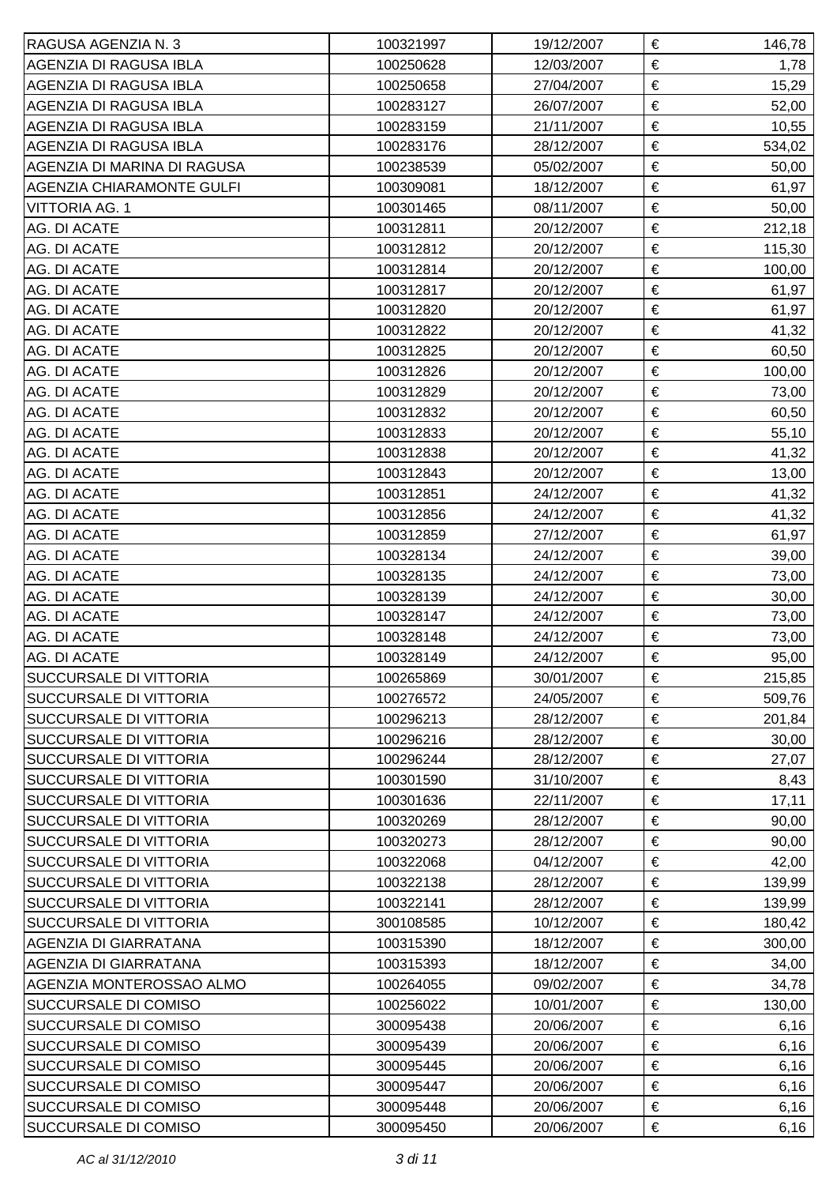| | | | | |
|---|---|---|---|---|
| RAGUSA AGENZIA N. 3 | 100321997 | 19/12/2007 | € | 146,78 |
| AGENZIA DI RAGUSA IBLA | 100250628 | 12/03/2007 | € | 1,78 |
| AGENZIA DI RAGUSA IBLA | 100250658 | 27/04/2007 | € | 15,29 |
| AGENZIA DI RAGUSA IBLA | 100283127 | 26/07/2007 | € | 52,00 |
| AGENZIA DI RAGUSA IBLA | 100283159 | 21/11/2007 | € | 10,55 |
| AGENZIA DI RAGUSA IBLA | 100283176 | 28/12/2007 | € | 534,02 |
| AGENZIA DI MARINA DI RAGUSA | 100238539 | 05/02/2007 | € | 50,00 |
| AGENZIA CHIARAMONTE GULFI | 100309081 | 18/12/2007 | € | 61,97 |
| VITTORIA AG. 1 | 100301465 | 08/11/2007 | € | 50,00 |
| AG. DI ACATE | 100312811 | 20/12/2007 | € | 212,18 |
| AG. DI ACATE | 100312812 | 20/12/2007 | € | 115,30 |
| AG. DI ACATE | 100312814 | 20/12/2007 | € | 100,00 |
| AG. DI ACATE | 100312817 | 20/12/2007 | € | 61,97 |
| AG. DI ACATE | 100312820 | 20/12/2007 | € | 61,97 |
| AG. DI ACATE | 100312822 | 20/12/2007 | € | 41,32 |
| AG. DI ACATE | 100312825 | 20/12/2007 | € | 60,50 |
| AG. DI ACATE | 100312826 | 20/12/2007 | € | 100,00 |
| AG. DI ACATE | 100312829 | 20/12/2007 | € | 73,00 |
| AG. DI ACATE | 100312832 | 20/12/2007 | € | 60,50 |
| AG. DI ACATE | 100312833 | 20/12/2007 | € | 55,10 |
| AG. DI ACATE | 100312838 | 20/12/2007 | € | 41,32 |
| AG. DI ACATE | 100312843 | 20/12/2007 | € | 13,00 |
| AG. DI ACATE | 100312851 | 24/12/2007 | € | 41,32 |
| AG. DI ACATE | 100312856 | 24/12/2007 | € | 41,32 |
| AG. DI ACATE | 100312859 | 27/12/2007 | € | 61,97 |
| AG. DI ACATE | 100328134 | 24/12/2007 | € | 39,00 |
| AG. DI ACATE | 100328135 | 24/12/2007 | € | 73,00 |
| AG. DI ACATE | 100328139 | 24/12/2007 | € | 30,00 |
| AG. DI ACATE | 100328147 | 24/12/2007 | € | 73,00 |
| AG. DI ACATE | 100328148 | 24/12/2007 | € | 73,00 |
| AG. DI ACATE | 100328149 | 24/12/2007 | € | 95,00 |
| SUCCURSALE DI VITTORIA | 100265869 | 30/01/2007 | € | 215,85 |
| SUCCURSALE DI VITTORIA | 100276572 | 24/05/2007 | € | 509,76 |
| SUCCURSALE DI VITTORIA | 100296213 | 28/12/2007 | € | 201,84 |
| SUCCURSALE DI VITTORIA | 100296216 | 28/12/2007 | € | 30,00 |
| SUCCURSALE DI VITTORIA | 100296244 | 28/12/2007 | € | 27,07 |
| SUCCURSALE DI VITTORIA | 100301590 | 31/10/2007 | € | 8,43 |
| SUCCURSALE DI VITTORIA | 100301636 | 22/11/2007 | € | 17,11 |
| SUCCURSALE DI VITTORIA | 100320269 | 28/12/2007 | € | 90,00 |
| SUCCURSALE DI VITTORIA | 100320273 | 28/12/2007 | € | 90,00 |
| SUCCURSALE DI VITTORIA | 100322068 | 04/12/2007 | € | 42,00 |
| SUCCURSALE DI VITTORIA | 100322138 | 28/12/2007 | € | 139,99 |
| SUCCURSALE DI VITTORIA | 100322141 | 28/12/2007 | € | 139,99 |
| SUCCURSALE DI VITTORIA | 300108585 | 10/12/2007 | € | 180,42 |
| AGENZIA DI GIARRATANA | 100315390 | 18/12/2007 | € | 300,00 |
| AGENZIA DI GIARRATANA | 100315393 | 18/12/2007 | € | 34,00 |
| AGENZIA MONTEROSSAO ALMO | 100264055 | 09/02/2007 | € | 34,78 |
| SUCCURSALE DI COMISO | 100256022 | 10/01/2007 | € | 130,00 |
| SUCCURSALE DI COMISO | 300095438 | 20/06/2007 | € | 6,16 |
| SUCCURSALE DI COMISO | 300095439 | 20/06/2007 | € | 6,16 |
| SUCCURSALE DI COMISO | 300095445 | 20/06/2007 | € | 6,16 |
| SUCCURSALE DI COMISO | 300095447 | 20/06/2007 | € | 6,16 |
| SUCCURSALE DI COMISO | 300095448 | 20/06/2007 | € | 6,16 |
| SUCCURSALE DI COMISO | 300095450 | 20/06/2007 | € | 6,16 |

*AC al 31/12/2010*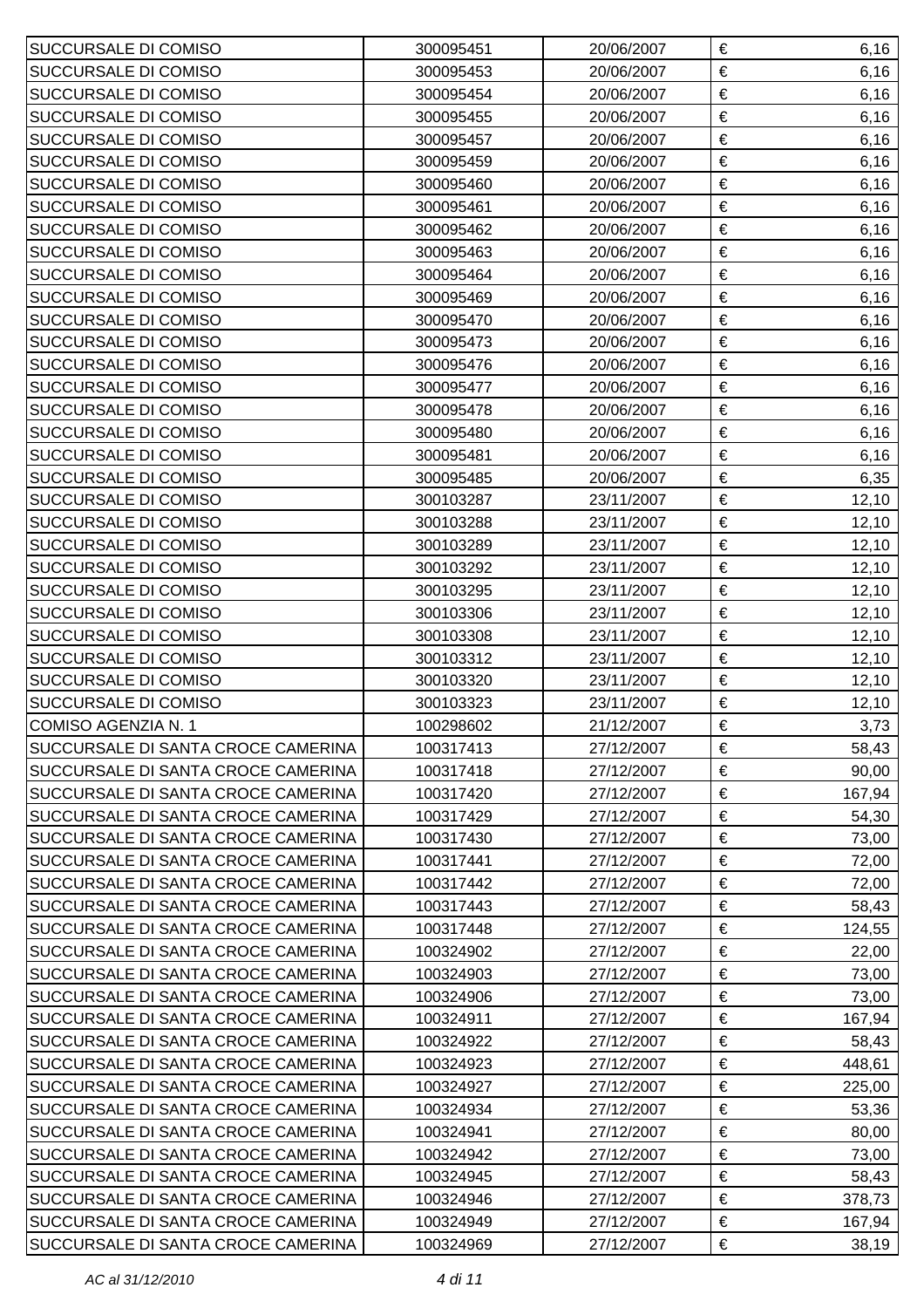| | | | | |
|---|---|---|---|---|
| SUCCURSALE DI COMISO | 300095451 | 20/06/2007 | € | 6,16 |
| SUCCURSALE DI COMISO | 300095453 | 20/06/2007 | € | 6,16 |
| SUCCURSALE DI COMISO | 300095454 | 20/06/2007 | € | 6,16 |
| SUCCURSALE DI COMISO | 300095455 | 20/06/2007 | € | 6,16 |
| SUCCURSALE DI COMISO | 300095457 | 20/06/2007 | € | 6,16 |
| SUCCURSALE DI COMISO | 300095459 | 20/06/2007 | € | 6,16 |
| SUCCURSALE DI COMISO | 300095460 | 20/06/2007 | € | 6,16 |
| SUCCURSALE DI COMISO | 300095461 | 20/06/2007 | € | 6,16 |
| SUCCURSALE DI COMISO | 300095462 | 20/06/2007 | € | 6,16 |
| SUCCURSALE DI COMISO | 300095463 | 20/06/2007 | € | 6,16 |
| SUCCURSALE DI COMISO | 300095464 | 20/06/2007 | € | 6,16 |
| SUCCURSALE DI COMISO | 300095469 | 20/06/2007 | € | 6,16 |
| SUCCURSALE DI COMISO | 300095470 | 20/06/2007 | € | 6,16 |
| SUCCURSALE DI COMISO | 300095473 | 20/06/2007 | € | 6,16 |
| SUCCURSALE DI COMISO | 300095476 | 20/06/2007 | € | 6,16 |
| SUCCURSALE DI COMISO | 300095477 | 20/06/2007 | € | 6,16 |
| SUCCURSALE DI COMISO | 300095478 | 20/06/2007 | € | 6,16 |
| SUCCURSALE DI COMISO | 300095480 | 20/06/2007 | € | 6,16 |
| SUCCURSALE DI COMISO | 300095481 | 20/06/2007 | € | 6,16 |
| SUCCURSALE DI COMISO | 300095485 | 20/06/2007 | € | 6,35 |
| SUCCURSALE DI COMISO | 300103287 | 23/11/2007 | € | 12,10 |
| SUCCURSALE DI COMISO | 300103288 | 23/11/2007 | € | 12,10 |
| SUCCURSALE DI COMISO | 300103289 | 23/11/2007 | € | 12,10 |
| SUCCURSALE DI COMISO | 300103292 | 23/11/2007 | € | 12,10 |
| SUCCURSALE DI COMISO | 300103295 | 23/11/2007 | € | 12,10 |
| SUCCURSALE DI COMISO | 300103306 | 23/11/2007 | € | 12,10 |
| SUCCURSALE DI COMISO | 300103308 | 23/11/2007 | € | 12,10 |
| SUCCURSALE DI COMISO | 300103312 | 23/11/2007 | € | 12,10 |
| SUCCURSALE DI COMISO | 300103320 | 23/11/2007 | € | 12,10 |
| SUCCURSALE DI COMISO | 300103323 | 23/11/2007 | € | 12,10 |
| COMISO AGENZIA N. 1 | 100298602 | 21/12/2007 | € | 3,73 |
| SUCCURSALE DI SANTA CROCE CAMERINA | 100317413 | 27/12/2007 | € | 58,43 |
| SUCCURSALE DI SANTA CROCE CAMERINA | 100317418 | 27/12/2007 | € | 90,00 |
| SUCCURSALE DI SANTA CROCE CAMERINA | 100317420 | 27/12/2007 | € | 167,94 |
| SUCCURSALE DI SANTA CROCE CAMERINA | 100317429 | 27/12/2007 | € | 54,30 |
| SUCCURSALE DI SANTA CROCE CAMERINA | 100317430 | 27/12/2007 | € | 73,00 |
| SUCCURSALE DI SANTA CROCE CAMERINA | 100317441 | 27/12/2007 | € | 72,00 |
| SUCCURSALE DI SANTA CROCE CAMERINA | 100317442 | 27/12/2007 | € | 72,00 |
| SUCCURSALE DI SANTA CROCE CAMERINA | 100317443 | 27/12/2007 | € | 58,43 |
| SUCCURSALE DI SANTA CROCE CAMERINA | 100317448 | 27/12/2007 | € | 124,55 |
| SUCCURSALE DI SANTA CROCE CAMERINA | 100324902 | 27/12/2007 | € | 22,00 |
| SUCCURSALE DI SANTA CROCE CAMERINA | 100324903 | 27/12/2007 | € | 73,00 |
| SUCCURSALE DI SANTA CROCE CAMERINA | 100324906 | 27/12/2007 | € | 73,00 |
| SUCCURSALE DI SANTA CROCE CAMERINA | 100324911 | 27/12/2007 | € | 167,94 |
| SUCCURSALE DI SANTA CROCE CAMERINA | 100324922 | 27/12/2007 | € | 58,43 |
| SUCCURSALE DI SANTA CROCE CAMERINA | 100324923 | 27/12/2007 | € | 448,61 |
| SUCCURSALE DI SANTA CROCE CAMERINA | 100324927 | 27/12/2007 | € | 225,00 |
| SUCCURSALE DI SANTA CROCE CAMERINA | 100324934 | 27/12/2007 | € | 53,36 |
| SUCCURSALE DI SANTA CROCE CAMERINA | 100324941 | 27/12/2007 | € | 80,00 |
| SUCCURSALE DI SANTA CROCE CAMERINA | 100324942 | 27/12/2007 | € | 73,00 |
| SUCCURSALE DI SANTA CROCE CAMERINA | 100324945 | 27/12/2007 | € | 58,43 |
| SUCCURSALE DI SANTA CROCE CAMERINA | 100324946 | 27/12/2007 | € | 378,73 |
| SUCCURSALE DI SANTA CROCE CAMERINA | 100324949 | 27/12/2007 | € | 167,94 |
| SUCCURSALE DI SANTA CROCE CAMERINA | 100324969 | 27/12/2007 | € | 38,19 |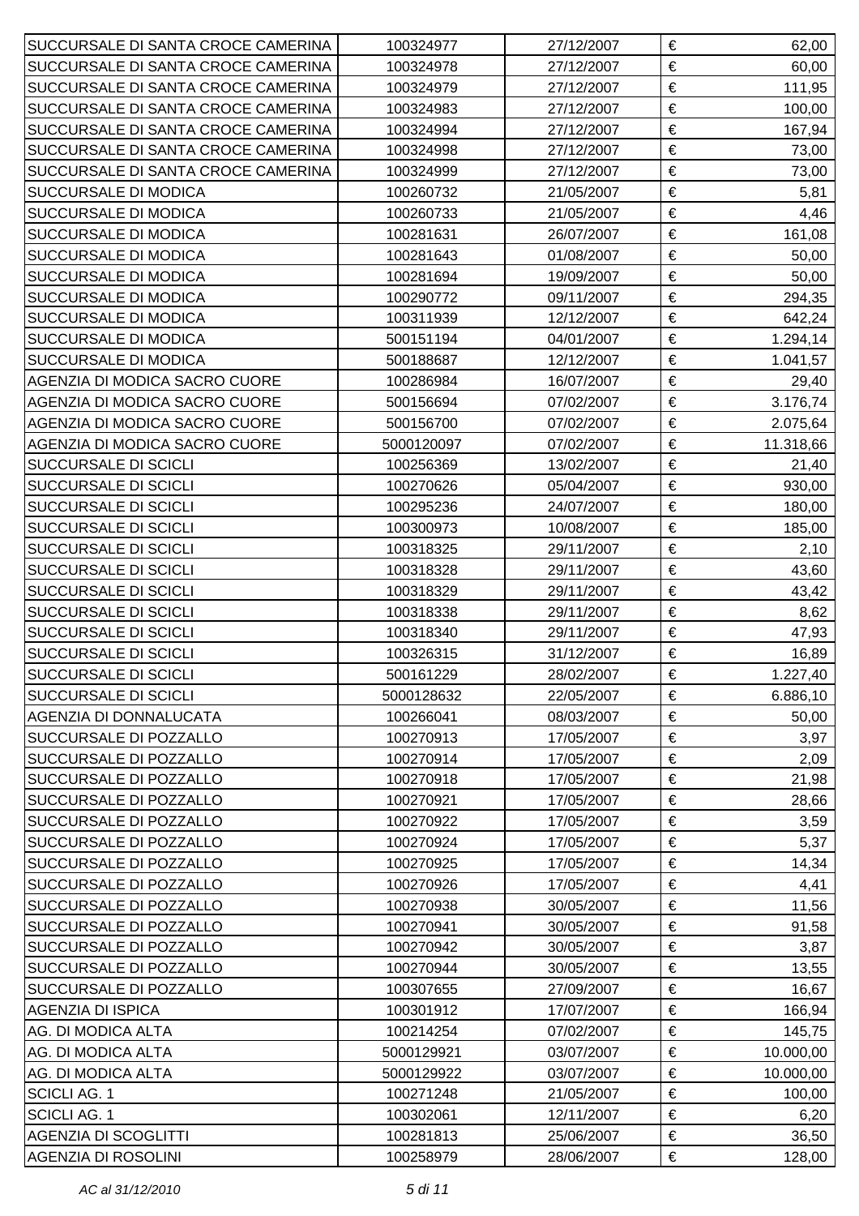| | | | | |
|---|---|---|---|---|
| SUCCURSALE DI SANTA CROCE CAMERINA | 100324977 | 27/12/2007 | € | 62,00 |
| SUCCURSALE DI SANTA CROCE CAMERINA | 100324978 | 27/12/2007 | € | 60,00 |
| SUCCURSALE DI SANTA CROCE CAMERINA | 100324979 | 27/12/2007 | € | 111,95 |
| SUCCURSALE DI SANTA CROCE CAMERINA | 100324983 | 27/12/2007 | € | 100,00 |
| SUCCURSALE DI SANTA CROCE CAMERINA | 100324994 | 27/12/2007 | € | 167,94 |
| SUCCURSALE DI SANTA CROCE CAMERINA | 100324998 | 27/12/2007 | € | 73,00 |
| SUCCURSALE DI SANTA CROCE CAMERINA | 100324999 | 27/12/2007 | € | 73,00 |
| SUCCURSALE DI MODICA | 100260732 | 21/05/2007 | € | 5,81 |
| SUCCURSALE DI MODICA | 100260733 | 21/05/2007 | € | 4,46 |
| SUCCURSALE DI MODICA | 100281631 | 26/07/2007 | € | 161,08 |
| SUCCURSALE DI MODICA | 100281643 | 01/08/2007 | € | 50,00 |
| SUCCURSALE DI MODICA | 100281694 | 19/09/2007 | € | 50,00 |
| SUCCURSALE DI MODICA | 100290772 | 09/11/2007 | € | 294,35 |
| SUCCURSALE DI MODICA | 100311939 | 12/12/2007 | € | 642,24 |
| SUCCURSALE DI MODICA | 500151194 | 04/01/2007 | € | 1.294,14 |
| SUCCURSALE DI MODICA | 500188687 | 12/12/2007 | € | 1.041,57 |
| AGENZIA DI MODICA SACRO CUORE | 100286984 | 16/07/2007 | € | 29,40 |
| AGENZIA DI MODICA SACRO CUORE | 500156694 | 07/02/2007 | € | 3.176,74 |
| AGENZIA DI MODICA SACRO CUORE | 500156700 | 07/02/2007 | € | 2.075,64 |
| AGENZIA DI MODICA SACRO CUORE | 5000120097 | 07/02/2007 | € | 11.318,66 |
| SUCCURSALE DI SCICLI | 100256369 | 13/02/2007 | € | 21,40 |
| SUCCURSALE DI SCICLI | 100270626 | 05/04/2007 | € | 930,00 |
| SUCCURSALE DI SCICLI | 100295236 | 24/07/2007 | € | 180,00 |
| SUCCURSALE DI SCICLI | 100300973 | 10/08/2007 | € | 185,00 |
| SUCCURSALE DI SCICLI | 100318325 | 29/11/2007 | € | 2,10 |
| SUCCURSALE DI SCICLI | 100318328 | 29/11/2007 | € | 43,60 |
| SUCCURSALE DI SCICLI | 100318329 | 29/11/2007 | € | 43,42 |
| SUCCURSALE DI SCICLI | 100318338 | 29/11/2007 | € | 8,62 |
| SUCCURSALE DI SCICLI | 100318340 | 29/11/2007 | € | 47,93 |
| SUCCURSALE DI SCICLI | 100326315 | 31/12/2007 | € | 16,89 |
| SUCCURSALE DI SCICLI | 500161229 | 28/02/2007 | € | 1.227,40 |
| SUCCURSALE DI SCICLI | 5000128632 | 22/05/2007 | € | 6.886,10 |
| AGENZIA DI DONNALUCATA | 100266041 | 08/03/2007 | € | 50,00 |
| SUCCURSALE DI POZZALLO | 100270913 | 17/05/2007 | € | 3,97 |
| SUCCURSALE DI POZZALLO | 100270914 | 17/05/2007 | € | 2,09 |
| SUCCURSALE DI POZZALLO | 100270918 | 17/05/2007 | € | 21,98 |
| SUCCURSALE DI POZZALLO | 100270921 | 17/05/2007 | € | 28,66 |
| SUCCURSALE DI POZZALLO | 100270922 | 17/05/2007 | € | 3,59 |
| SUCCURSALE DI POZZALLO | 100270924 | 17/05/2007 | € | 5,37 |
| SUCCURSALE DI POZZALLO | 100270925 | 17/05/2007 | € | 14,34 |
| SUCCURSALE DI POZZALLO | 100270926 | 17/05/2007 | € | 4,41 |
| SUCCURSALE DI POZZALLO | 100270938 | 30/05/2007 | € | 11,56 |
| SUCCURSALE DI POZZALLO | 100270941 | 30/05/2007 | € | 91,58 |
| SUCCURSALE DI POZZALLO | 100270942 | 30/05/2007 | € | 3,87 |
| SUCCURSALE DI POZZALLO | 100270944 | 30/05/2007 | € | 13,55 |
| SUCCURSALE DI POZZALLO | 100307655 | 27/09/2007 | € | 16,67 |
| AGENZIA DI ISPICA | 100301912 | 17/07/2007 | € | 166,94 |
| AG. DI MODICA ALTA | 100214254 | 07/02/2007 | € | 145,75 |
| AG. DI MODICA ALTA | 5000129921 | 03/07/2007 | € | 10.000,00 |
| AG. DI MODICA ALTA | 5000129922 | 03/07/2007 | € | 10.000,00 |
| SCICLI AG. 1 | 100271248 | 21/05/2007 | € | 100,00 |
| SCICLI AG. 1 | 100302061 | 12/11/2007 | € | 6,20 |
| AGENZIA DI SCOGLITTI | 100281813 | 25/06/2007 | € | 36,50 |
| AGENZIA DI ROSOLINI | 100258979 | 28/06/2007 | € | 128,00 |

*AC al 31/12/2010*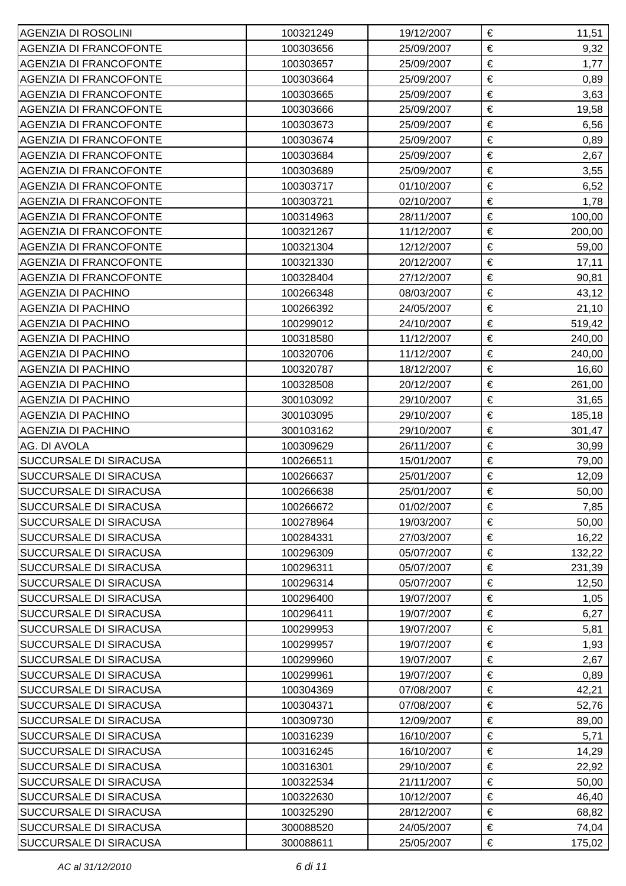| | | | | |
|---|---|---|---|---|
| AGENZIA DI ROSOLINI | 100321249 | 19/12/2007 | € | 11,51 |
| AGENZIA DI FRANCOFONTE | 100303656 | 25/09/2007 | € | 9,32 |
| AGENZIA DI FRANCOFONTE | 100303657 | 25/09/2007 | € | 1,77 |
| AGENZIA DI FRANCOFONTE | 100303664 | 25/09/2007 | € | 0,89 |
| AGENZIA DI FRANCOFONTE | 100303665 | 25/09/2007 | € | 3,63 |
| AGENZIA DI FRANCOFONTE | 100303666 | 25/09/2007 | € | 19,58 |
| AGENZIA DI FRANCOFONTE | 100303673 | 25/09/2007 | € | 6,56 |
| AGENZIA DI FRANCOFONTE | 100303674 | 25/09/2007 | € | 0,89 |
| AGENZIA DI FRANCOFONTE | 100303684 | 25/09/2007 | € | 2,67 |
| AGENZIA DI FRANCOFONTE | 100303689 | 25/09/2007 | € | 3,55 |
| AGENZIA DI FRANCOFONTE | 100303717 | 01/10/2007 | € | 6,52 |
| AGENZIA DI FRANCOFONTE | 100303721 | 02/10/2007 | € | 1,78 |
| AGENZIA DI FRANCOFONTE | 100314963 | 28/11/2007 | € | 100,00 |
| AGENZIA DI FRANCOFONTE | 100321267 | 11/12/2007 | € | 200,00 |
| AGENZIA DI FRANCOFONTE | 100321304 | 12/12/2007 | € | 59,00 |
| AGENZIA DI FRANCOFONTE | 100321330 | 20/12/2007 | € | 17,11 |
| AGENZIA DI FRANCOFONTE | 100328404 | 27/12/2007 | € | 90,81 |
| AGENZIA DI PACHINO | 100266348 | 08/03/2007 | € | 43,12 |
| AGENZIA DI PACHINO | 100266392 | 24/05/2007 | € | 21,10 |
| AGENZIA DI PACHINO | 100299012 | 24/10/2007 | € | 519,42 |
| AGENZIA DI PACHINO | 100318580 | 11/12/2007 | € | 240,00 |
| AGENZIA DI PACHINO | 100320706 | 11/12/2007 | € | 240,00 |
| AGENZIA DI PACHINO | 100320787 | 18/12/2007 | € | 16,60 |
| AGENZIA DI PACHINO | 100328508 | 20/12/2007 | € | 261,00 |
| AGENZIA DI PACHINO | 300103092 | 29/10/2007 | € | 31,65 |
| AGENZIA DI PACHINO | 300103095 | 29/10/2007 | € | 185,18 |
| AGENZIA DI PACHINO | 300103162 | 29/10/2007 | € | 301,47 |
| AG. DI AVOLA | 100309629 | 26/11/2007 | € | 30,99 |
| SUCCURSALE DI SIRACUSA | 100266511 | 15/01/2007 | € | 79,00 |
| SUCCURSALE DI SIRACUSA | 100266637 | 25/01/2007 | € | 12,09 |
| SUCCURSALE DI SIRACUSA | 100266638 | 25/01/2007 | € | 50,00 |
| SUCCURSALE DI SIRACUSA | 100266672 | 01/02/2007 | € | 7,85 |
| SUCCURSALE DI SIRACUSA | 100278964 | 19/03/2007 | € | 50,00 |
| SUCCURSALE DI SIRACUSA | 100284331 | 27/03/2007 | € | 16,22 |
| SUCCURSALE DI SIRACUSA | 100296309 | 05/07/2007 | € | 132,22 |
| SUCCURSALE DI SIRACUSA | 100296311 | 05/07/2007 | € | 231,39 |
| SUCCURSALE DI SIRACUSA | 100296314 | 05/07/2007 | € | 12,50 |
| SUCCURSALE DI SIRACUSA | 100296400 | 19/07/2007 | € | 1,05 |
| SUCCURSALE DI SIRACUSA | 100296411 | 19/07/2007 | € | 6,27 |
| SUCCURSALE DI SIRACUSA | 100299953 | 19/07/2007 | € | 5,81 |
| SUCCURSALE DI SIRACUSA | 100299957 | 19/07/2007 | € | 1,93 |
| SUCCURSALE DI SIRACUSA | 100299960 | 19/07/2007 | € | 2,67 |
| SUCCURSALE DI SIRACUSA | 100299961 | 19/07/2007 | € | 0,89 |
| SUCCURSALE DI SIRACUSA | 100304369 | 07/08/2007 | € | 42,21 |
| SUCCURSALE DI SIRACUSA | 100304371 | 07/08/2007 | € | 52,76 |
| SUCCURSALE DI SIRACUSA | 100309730 | 12/09/2007 | € | 89,00 |
| SUCCURSALE DI SIRACUSA | 100316239 | 16/10/2007 | € | 5,71 |
| SUCCURSALE DI SIRACUSA | 100316245 | 16/10/2007 | € | 14,29 |
| SUCCURSALE DI SIRACUSA | 100316301 | 29/10/2007 | € | 22,92 |
| SUCCURSALE DI SIRACUSA | 100322534 | 21/11/2007 | € | 50,00 |
| SUCCURSALE DI SIRACUSA | 100322630 | 10/12/2007 | € | 46,40 |
| SUCCURSALE DI SIRACUSA | 100325290 | 28/12/2007 | € | 68,82 |
| SUCCURSALE DI SIRACUSA | 300088520 | 24/05/2007 | € | 74,04 |
| SUCCURSALE DI SIRACUSA | 300088611 | 25/05/2007 | € | 175,02 |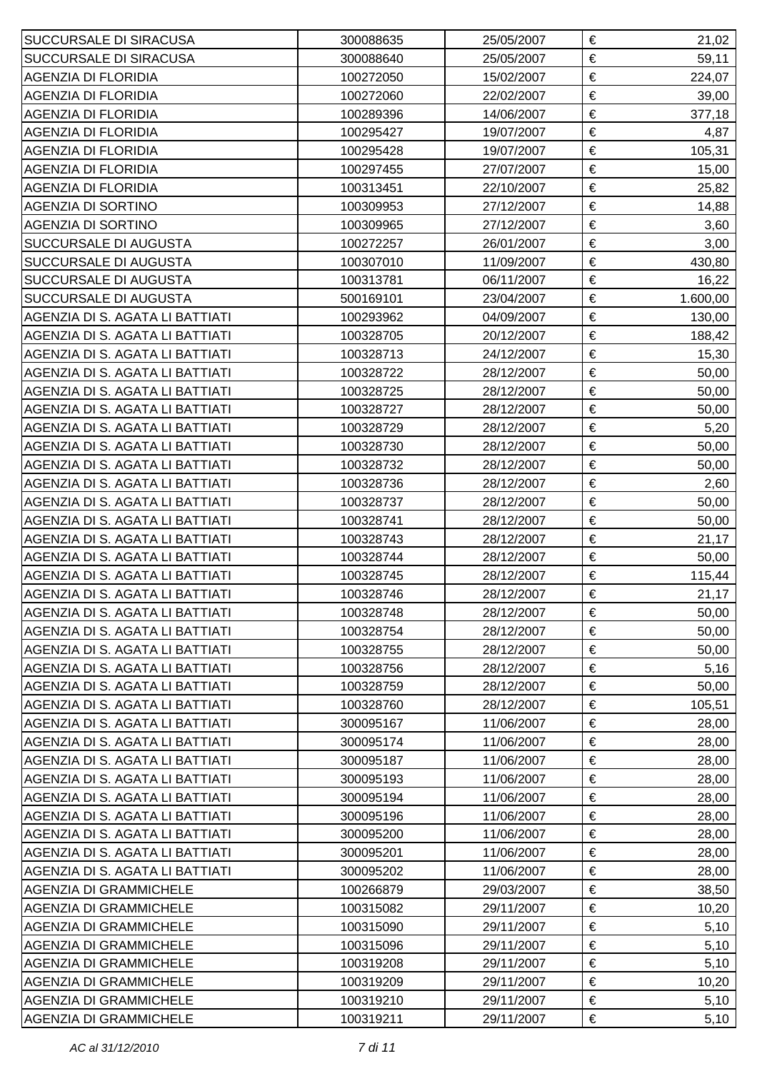| | | | | |
|---|---|---|---|---|
| SUCCURSALE DI SIRACUSA | 300088635 | 25/05/2007 | € | 21,02 |
| SUCCURSALE DI SIRACUSA | 300088640 | 25/05/2007 | € | 59,11 |
| AGENZIA DI FLORIDIA | 100272050 | 15/02/2007 | € | 224,07 |
| AGENZIA DI FLORIDIA | 100272060 | 22/02/2007 | € | 39,00 |
| AGENZIA DI FLORIDIA | 100289396 | 14/06/2007 | € | 377,18 |
| AGENZIA DI FLORIDIA | 100295427 | 19/07/2007 | € | 4,87 |
| AGENZIA DI FLORIDIA | 100295428 | 19/07/2007 | € | 105,31 |
| AGENZIA DI FLORIDIA | 100297455 | 27/07/2007 | € | 15,00 |
| AGENZIA DI FLORIDIA | 100313451 | 22/10/2007 | € | 25,82 |
| AGENZIA DI SORTINO | 100309953 | 27/12/2007 | € | 14,88 |
| AGENZIA DI SORTINO | 100309965 | 27/12/2007 | € | 3,60 |
| SUCCURSALE DI AUGUSTA | 100272257 | 26/01/2007 | € | 3,00 |
| SUCCURSALE DI AUGUSTA | 100307010 | 11/09/2007 | € | 430,80 |
| SUCCURSALE DI AUGUSTA | 100313781 | 06/11/2007 | € | 16,22 |
| SUCCURSALE DI AUGUSTA | 500169101 | 23/04/2007 | € | 1.600,00 |
| AGENZIA DI S. AGATA LI BATTIATI | 100293962 | 04/09/2007 | € | 130,00 |
| AGENZIA DI S. AGATA LI BATTIATI | 100328705 | 20/12/2007 | € | 188,42 |
| AGENZIA DI S. AGATA LI BATTIATI | 100328713 | 24/12/2007 | € | 15,30 |
| AGENZIA DI S. AGATA LI BATTIATI | 100328722 | 28/12/2007 | € | 50,00 |
| AGENZIA DI S. AGATA LI BATTIATI | 100328725 | 28/12/2007 | € | 50,00 |
| AGENZIA DI S. AGATA LI BATTIATI | 100328727 | 28/12/2007 | € | 50,00 |
| AGENZIA DI S. AGATA LI BATTIATI | 100328729 | 28/12/2007 | € | 5,20 |
| AGENZIA DI S. AGATA LI BATTIATI | 100328730 | 28/12/2007 | € | 50,00 |
| AGENZIA DI S. AGATA LI BATTIATI | 100328732 | 28/12/2007 | € | 50,00 |
| AGENZIA DI S. AGATA LI BATTIATI | 100328736 | 28/12/2007 | € | 2,60 |
| AGENZIA DI S. AGATA LI BATTIATI | 100328737 | 28/12/2007 | € | 50,00 |
| AGENZIA DI S. AGATA LI BATTIATI | 100328741 | 28/12/2007 | € | 50,00 |
| AGENZIA DI S. AGATA LI BATTIATI | 100328743 | 28/12/2007 | € | 21,17 |
| AGENZIA DI S. AGATA LI BATTIATI | 100328744 | 28/12/2007 | € | 50,00 |
| AGENZIA DI S. AGATA LI BATTIATI | 100328745 | 28/12/2007 | € | 115,44 |
| AGENZIA DI S. AGATA LI BATTIATI | 100328746 | 28/12/2007 | € | 21,17 |
| AGENZIA DI S. AGATA LI BATTIATI | 100328748 | 28/12/2007 | € | 50,00 |
| AGENZIA DI S. AGATA LI BATTIATI | 100328754 | 28/12/2007 | € | 50,00 |
| AGENZIA DI S. AGATA LI BATTIATI | 100328755 | 28/12/2007 | € | 50,00 |
| AGENZIA DI S. AGATA LI BATTIATI | 100328756 | 28/12/2007 | € | 5,16 |
| AGENZIA DI S. AGATA LI BATTIATI | 100328759 | 28/12/2007 | € | 50,00 |
| AGENZIA DI S. AGATA LI BATTIATI | 100328760 | 28/12/2007 | € | 105,51 |
| AGENZIA DI S. AGATA LI BATTIATI | 300095167 | 11/06/2007 | € | 28,00 |
| AGENZIA DI S. AGATA LI BATTIATI | 300095174 | 11/06/2007 | € | 28,00 |
| AGENZIA DI S. AGATA LI BATTIATI | 300095187 | 11/06/2007 | € | 28,00 |
| AGENZIA DI S. AGATA LI BATTIATI | 300095193 | 11/06/2007 | € | 28,00 |
| AGENZIA DI S. AGATA LI BATTIATI | 300095194 | 11/06/2007 | € | 28,00 |
| AGENZIA DI S. AGATA LI BATTIATI | 300095196 | 11/06/2007 | € | 28,00 |
| AGENZIA DI S. AGATA LI BATTIATI | 300095200 | 11/06/2007 | € | 28,00 |
| AGENZIA DI S. AGATA LI BATTIATI | 300095201 | 11/06/2007 | € | 28,00 |
| AGENZIA DI S. AGATA LI BATTIATI | 300095202 | 11/06/2007 | € | 28,00 |
| AGENZIA DI GRAMMICHELE | 100266879 | 29/03/2007 | € | 38,50 |
| AGENZIA DI GRAMMICHELE | 100315082 | 29/11/2007 | € | 10,20 |
| AGENZIA DI GRAMMICHELE | 100315090 | 29/11/2007 | € | 5,10 |
| AGENZIA DI GRAMMICHELE | 100315096 | 29/11/2007 | € | 5,10 |
| AGENZIA DI GRAMMICHELE | 100319208 | 29/11/2007 | € | 5,10 |
| AGENZIA DI GRAMMICHELE | 100319209 | 29/11/2007 | € | 10,20 |
| AGENZIA DI GRAMMICHELE | 100319210 | 29/11/2007 | € | 5,10 |
| AGENZIA DI GRAMMICHELE | 100319211 | 29/11/2007 | € | 5,10 |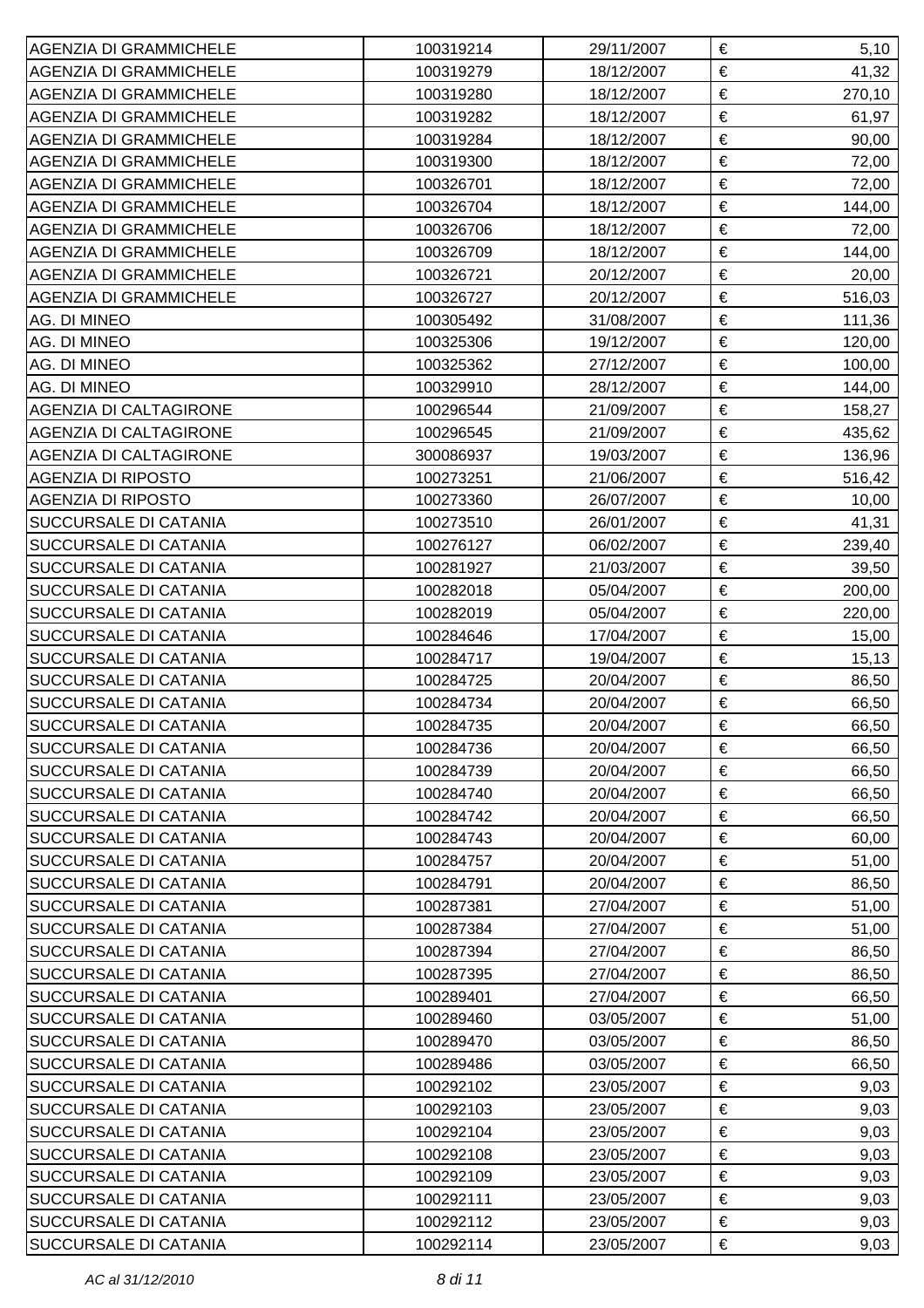| | | | | |
|---|---|---|---|---|
| AGENZIA DI GRAMMICHELE | 100319214 | 29/11/2007 | € | 5,10 |
| AGENZIA DI GRAMMICHELE | 100319279 | 18/12/2007 | € | 41,32 |
| AGENZIA DI GRAMMICHELE | 100319280 | 18/12/2007 | € | 270,10 |
| AGENZIA DI GRAMMICHELE | 100319282 | 18/12/2007 | € | 61,97 |
| AGENZIA DI GRAMMICHELE | 100319284 | 18/12/2007 | € | 90,00 |
| AGENZIA DI GRAMMICHELE | 100319300 | 18/12/2007 | € | 72,00 |
| AGENZIA DI GRAMMICHELE | 100326701 | 18/12/2007 | € | 72,00 |
| AGENZIA DI GRAMMICHELE | 100326704 | 18/12/2007 | € | 144,00 |
| AGENZIA DI GRAMMICHELE | 100326706 | 18/12/2007 | € | 72,00 |
| AGENZIA DI GRAMMICHELE | 100326709 | 18/12/2007 | € | 144,00 |
| AGENZIA DI GRAMMICHELE | 100326721 | 20/12/2007 | € | 20,00 |
| AGENZIA DI GRAMMICHELE | 100326727 | 20/12/2007 | € | 516,03 |
| AG. DI MINEO | 100305492 | 31/08/2007 | € | 111,36 |
| AG. DI MINEO | 100325306 | 19/12/2007 | € | 120,00 |
| AG. DI MINEO | 100325362 | 27/12/2007 | € | 100,00 |
| AG. DI MINEO | 100329910 | 28/12/2007 | € | 144,00 |
| AGENZIA DI CALTAGIRONE | 100296544 | 21/09/2007 | € | 158,27 |
| AGENZIA DI CALTAGIRONE | 100296545 | 21/09/2007 | € | 435,62 |
| AGENZIA DI CALTAGIRONE | 300086937 | 19/03/2007 | € | 136,96 |
| AGENZIA DI RIPOSTO | 100273251 | 21/06/2007 | € | 516,42 |
| AGENZIA DI RIPOSTO | 100273360 | 26/07/2007 | € | 10,00 |
| SUCCURSALE DI CATANIA | 100273510 | 26/01/2007 | € | 41,31 |
| SUCCURSALE DI CATANIA | 100276127 | 06/02/2007 | € | 239,40 |
| SUCCURSALE DI CATANIA | 100281927 | 21/03/2007 | € | 39,50 |
| SUCCURSALE DI CATANIA | 100282018 | 05/04/2007 | € | 200,00 |
| SUCCURSALE DI CATANIA | 100282019 | 05/04/2007 | € | 220,00 |
| SUCCURSALE DI CATANIA | 100284646 | 17/04/2007 | € | 15,00 |
| SUCCURSALE DI CATANIA | 100284717 | 19/04/2007 | € | 15,13 |
| SUCCURSALE DI CATANIA | 100284725 | 20/04/2007 | € | 86,50 |
| SUCCURSALE DI CATANIA | 100284734 | 20/04/2007 | € | 66,50 |
| SUCCURSALE DI CATANIA | 100284735 | 20/04/2007 | € | 66,50 |
| SUCCURSALE DI CATANIA | 100284736 | 20/04/2007 | € | 66,50 |
| SUCCURSALE DI CATANIA | 100284739 | 20/04/2007 | € | 66,50 |
| SUCCURSALE DI CATANIA | 100284740 | 20/04/2007 | € | 66,50 |
| SUCCURSALE DI CATANIA | 100284742 | 20/04/2007 | € | 66,50 |
| SUCCURSALE DI CATANIA | 100284743 | 20/04/2007 | € | 60,00 |
| SUCCURSALE DI CATANIA | 100284757 | 20/04/2007 | € | 51,00 |
| SUCCURSALE DI CATANIA | 100284791 | 20/04/2007 | € | 86,50 |
| SUCCURSALE DI CATANIA | 100287381 | 27/04/2007 | € | 51,00 |
| SUCCURSALE DI CATANIA | 100287384 | 27/04/2007 | € | 51,00 |
| SUCCURSALE DI CATANIA | 100287394 | 27/04/2007 | € | 86,50 |
| SUCCURSALE DI CATANIA | 100287395 | 27/04/2007 | € | 86,50 |
| SUCCURSALE DI CATANIA | 100289401 | 27/04/2007 | € | 66,50 |
| SUCCURSALE DI CATANIA | 100289460 | 03/05/2007 | € | 51,00 |
| SUCCURSALE DI CATANIA | 100289470 | 03/05/2007 | € | 86,50 |
| SUCCURSALE DI CATANIA | 100289486 | 03/05/2007 | € | 66,50 |
| SUCCURSALE DI CATANIA | 100292102 | 23/05/2007 | € | 9,03 |
| SUCCURSALE DI CATANIA | 100292103 | 23/05/2007 | € | 9,03 |
| SUCCURSALE DI CATANIA | 100292104 | 23/05/2007 | € | 9,03 |
| SUCCURSALE DI CATANIA | 100292108 | 23/05/2007 | € | 9,03 |
| SUCCURSALE DI CATANIA | 100292109 | 23/05/2007 | € | 9,03 |
| SUCCURSALE DI CATANIA | 100292111 | 23/05/2007 | € | 9,03 |
| SUCCURSALE DI CATANIA | 100292112 | 23/05/2007 | € | 9,03 |
| SUCCURSALE DI CATANIA | 100292114 | 23/05/2007 | € | 9,03 |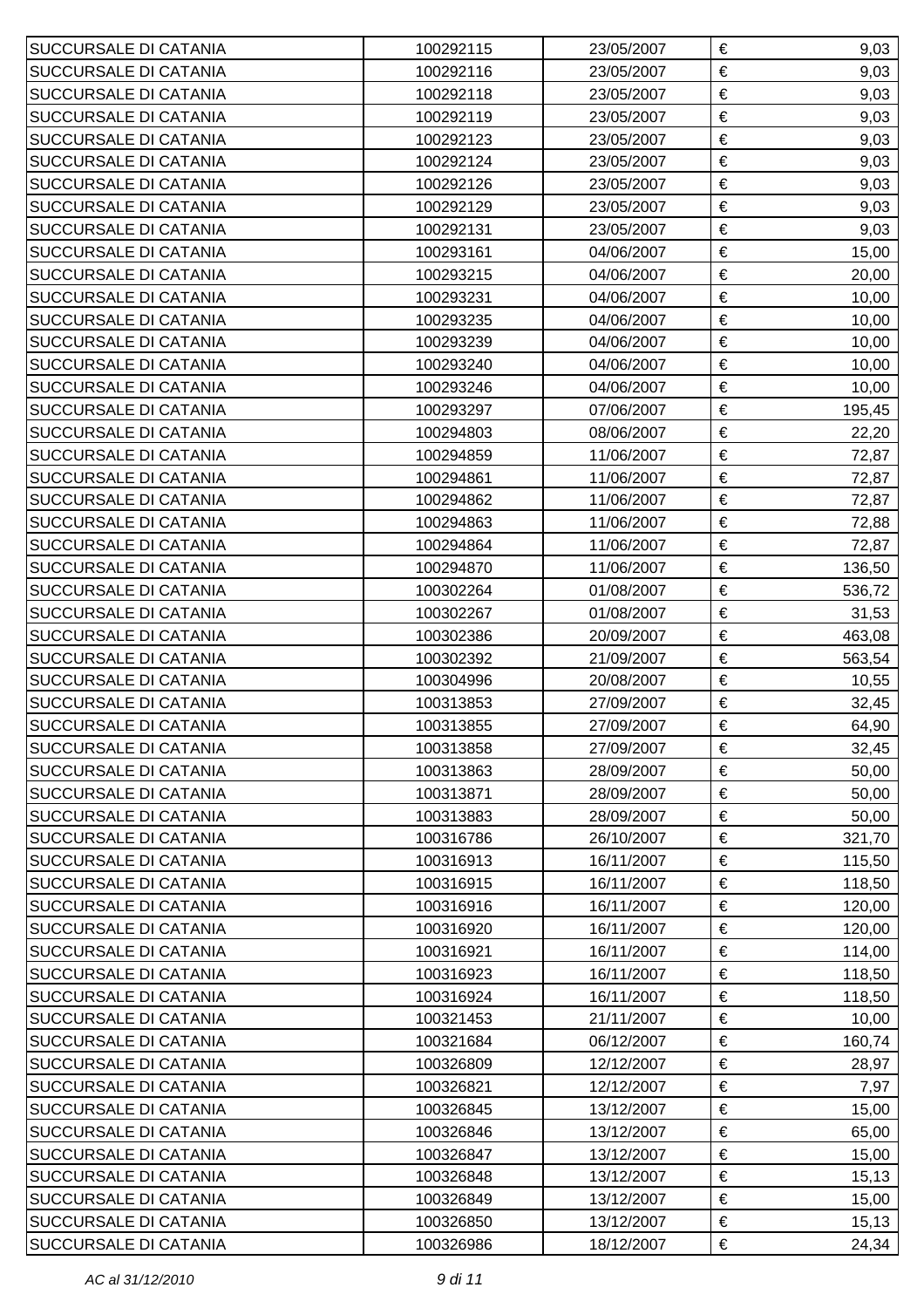| | | | | |
|---|---|---|---|---|
| SUCCURSALE DI CATANIA | 100292115 | 23/05/2007 | € | 9,03 |
| SUCCURSALE DI CATANIA | 100292116 | 23/05/2007 | € | 9,03 |
| SUCCURSALE DI CATANIA | 100292118 | 23/05/2007 | € | 9,03 |
| SUCCURSALE DI CATANIA | 100292119 | 23/05/2007 | € | 9,03 |
| SUCCURSALE DI CATANIA | 100292123 | 23/05/2007 | € | 9,03 |
| SUCCURSALE DI CATANIA | 100292124 | 23/05/2007 | € | 9,03 |
| SUCCURSALE DI CATANIA | 100292126 | 23/05/2007 | € | 9,03 |
| SUCCURSALE DI CATANIA | 100292129 | 23/05/2007 | € | 9,03 |
| SUCCURSALE DI CATANIA | 100292131 | 23/05/2007 | € | 9,03 |
| SUCCURSALE DI CATANIA | 100293161 | 04/06/2007 | € | 15,00 |
| SUCCURSALE DI CATANIA | 100293215 | 04/06/2007 | € | 20,00 |
| SUCCURSALE DI CATANIA | 100293231 | 04/06/2007 | € | 10,00 |
| SUCCURSALE DI CATANIA | 100293235 | 04/06/2007 | € | 10,00 |
| SUCCURSALE DI CATANIA | 100293239 | 04/06/2007 | € | 10,00 |
| SUCCURSALE DI CATANIA | 100293240 | 04/06/2007 | € | 10,00 |
| SUCCURSALE DI CATANIA | 100293246 | 04/06/2007 | € | 10,00 |
| SUCCURSALE DI CATANIA | 100293297 | 07/06/2007 | € | 195,45 |
| SUCCURSALE DI CATANIA | 100294803 | 08/06/2007 | € | 22,20 |
| SUCCURSALE DI CATANIA | 100294859 | 11/06/2007 | € | 72,87 |
| SUCCURSALE DI CATANIA | 100294861 | 11/06/2007 | € | 72,87 |
| SUCCURSALE DI CATANIA | 100294862 | 11/06/2007 | € | 72,87 |
| SUCCURSALE DI CATANIA | 100294863 | 11/06/2007 | € | 72,88 |
| SUCCURSALE DI CATANIA | 100294864 | 11/06/2007 | € | 72,87 |
| SUCCURSALE DI CATANIA | 100294870 | 11/06/2007 | € | 136,50 |
| SUCCURSALE DI CATANIA | 100302264 | 01/08/2007 | € | 536,72 |
| SUCCURSALE DI CATANIA | 100302267 | 01/08/2007 | € | 31,53 |
| SUCCURSALE DI CATANIA | 100302386 | 20/09/2007 | € | 463,08 |
| SUCCURSALE DI CATANIA | 100302392 | 21/09/2007 | € | 563,54 |
| SUCCURSALE DI CATANIA | 100304996 | 20/08/2007 | € | 10,55 |
| SUCCURSALE DI CATANIA | 100313853 | 27/09/2007 | € | 32,45 |
| SUCCURSALE DI CATANIA | 100313855 | 27/09/2007 | € | 64,90 |
| SUCCURSALE DI CATANIA | 100313858 | 27/09/2007 | € | 32,45 |
| SUCCURSALE DI CATANIA | 100313863 | 28/09/2007 | € | 50,00 |
| SUCCURSALE DI CATANIA | 100313871 | 28/09/2007 | € | 50,00 |
| SUCCURSALE DI CATANIA | 100313883 | 28/09/2007 | € | 50,00 |
| SUCCURSALE DI CATANIA | 100316786 | 26/10/2007 | € | 321,70 |
| SUCCURSALE DI CATANIA | 100316913 | 16/11/2007 | € | 115,50 |
| SUCCURSALE DI CATANIA | 100316915 | 16/11/2007 | € | 118,50 |
| SUCCURSALE DI CATANIA | 100316916 | 16/11/2007 | € | 120,00 |
| SUCCURSALE DI CATANIA | 100316920 | 16/11/2007 | € | 120,00 |
| SUCCURSALE DI CATANIA | 100316921 | 16/11/2007 | € | 114,00 |
| SUCCURSALE DI CATANIA | 100316923 | 16/11/2007 | € | 118,50 |
| SUCCURSALE DI CATANIA | 100316924 | 16/11/2007 | € | 118,50 |
| SUCCURSALE DI CATANIA | 100321453 | 21/11/2007 | € | 10,00 |
| SUCCURSALE DI CATANIA | 100321684 | 06/12/2007 | € | 160,74 |
| SUCCURSALE DI CATANIA | 100326809 | 12/12/2007 | € | 28,97 |
| SUCCURSALE DI CATANIA | 100326821 | 12/12/2007 | € | 7,97 |
| SUCCURSALE DI CATANIA | 100326845 | 13/12/2007 | € | 15,00 |
| SUCCURSALE DI CATANIA | 100326846 | 13/12/2007 | € | 65,00 |
| SUCCURSALE DI CATANIA | 100326847 | 13/12/2007 | € | 15,00 |
| SUCCURSALE DI CATANIA | 100326848 | 13/12/2007 | € | 15,13 |
| SUCCURSALE DI CATANIA | 100326849 | 13/12/2007 | € | 15,00 |
| SUCCURSALE DI CATANIA | 100326850 | 13/12/2007 | € | 15,13 |
| SUCCURSALE DI CATANIA | 100326986 | 18/12/2007 | € | 24,34 |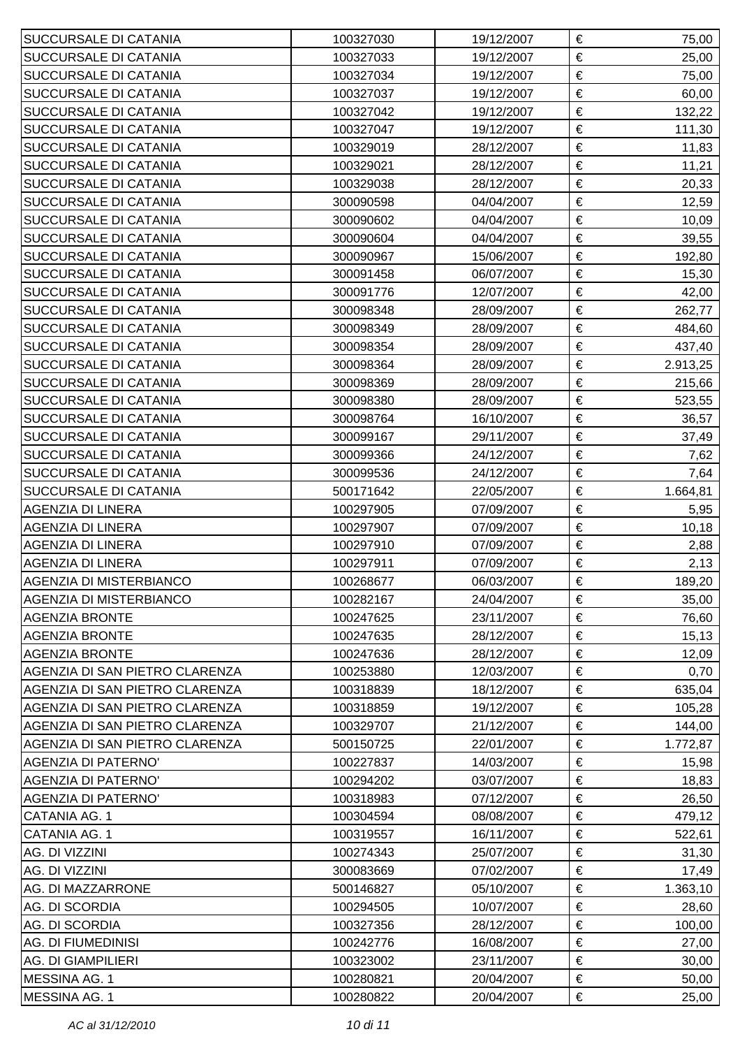| SUCCURSALE DI CATANIA | 100327030 | 19/12/2007 | € | 75,00 |
|---|---|---|---|---|
| SUCCURSALE DI CATANIA | 100327033 | 19/12/2007 | € | 25,00 |
| SUCCURSALE DI CATANIA | 100327034 | 19/12/2007 | € | 75,00 |
| SUCCURSALE DI CATANIA | 100327037 | 19/12/2007 | € | 60,00 |
| SUCCURSALE DI CATANIA | 100327042 | 19/12/2007 | € | 132,22 |
| SUCCURSALE DI CATANIA | 100327047 | 19/12/2007 | € | 111,30 |
| SUCCURSALE DI CATANIA | 100329019 | 28/12/2007 | € | 11,83 |
| SUCCURSALE DI CATANIA | 100329021 | 28/12/2007 | € | 11,21 |
| SUCCURSALE DI CATANIA | 100329038 | 28/12/2007 | € | 20,33 |
| SUCCURSALE DI CATANIA | 300090598 | 04/04/2007 | € | 12,59 |
| SUCCURSALE DI CATANIA | 300090602 | 04/04/2007 | € | 10,09 |
| SUCCURSALE DI CATANIA | 300090604 | 04/04/2007 | € | 39,55 |
| SUCCURSALE DI CATANIA | 300090967 | 15/06/2007 | € | 192,80 |
| SUCCURSALE DI CATANIA | 300091458 | 06/07/2007 | € | 15,30 |
| SUCCURSALE DI CATANIA | 300091776 | 12/07/2007 | € | 42,00 |
| SUCCURSALE DI CATANIA | 300098348 | 28/09/2007 | € | 262,77 |
| SUCCURSALE DI CATANIA | 300098349 | 28/09/2007 | € | 484,60 |
| SUCCURSALE DI CATANIA | 300098354 | 28/09/2007 | € | 437,40 |
| SUCCURSALE DI CATANIA | 300098364 | 28/09/2007 | € | 2.913,25 |
| SUCCURSALE DI CATANIA | 300098369 | 28/09/2007 | € | 215,66 |
| SUCCURSALE DI CATANIA | 300098380 | 28/09/2007 | € | 523,55 |
| SUCCURSALE DI CATANIA | 300098764 | 16/10/2007 | € | 36,57 |
| SUCCURSALE DI CATANIA | 300099167 | 29/11/2007 | € | 37,49 |
| SUCCURSALE DI CATANIA | 300099366 | 24/12/2007 | € | 7,62 |
| SUCCURSALE DI CATANIA | 300099536 | 24/12/2007 | € | 7,64 |
| SUCCURSALE DI CATANIA | 500171642 | 22/05/2007 | € | 1.664,81 |
| AGENZIA DI LINERA | 100297905 | 07/09/2007 | € | 5,95 |
| AGENZIA DI LINERA | 100297907 | 07/09/2007 | € | 10,18 |
| AGENZIA DI LINERA | 100297910 | 07/09/2007 | € | 2,88 |
| AGENZIA DI LINERA | 100297911 | 07/09/2007 | € | 2,13 |
| AGENZIA DI MISTERBIANCO | 100268677 | 06/03/2007 | € | 189,20 |
| AGENZIA DI MISTERBIANCO | 100282167 | 24/04/2007 | € | 35,00 |
| AGENZIA BRONTE | 100247625 | 23/11/2007 | € | 76,60 |
| AGENZIA BRONTE | 100247635 | 28/12/2007 | € | 15,13 |
| AGENZIA BRONTE | 100247636 | 28/12/2007 | € | 12,09 |
| AGENZIA DI SAN PIETRO CLARENZA | 100253880 | 12/03/2007 | € | 0,70 |
| AGENZIA DI SAN PIETRO CLARENZA | 100318839 | 18/12/2007 | € | 635,04 |
| AGENZIA DI SAN PIETRO CLARENZA | 100318859 | 19/12/2007 | € | 105,28 |
| AGENZIA DI SAN PIETRO CLARENZA | 100329707 | 21/12/2007 | € | 144,00 |
| AGENZIA DI SAN PIETRO CLARENZA | 500150725 | 22/01/2007 | € | 1.772,87 |
| AGENZIA DI PATERNO' | 100227837 | 14/03/2007 | € | 15,98 |
| AGENZIA DI PATERNO' | 100294202 | 03/07/2007 | € | 18,83 |
| AGENZIA DI PATERNO' | 100318983 | 07/12/2007 | € | 26,50 |
| CATANIA AG. 1 | 100304594 | 08/08/2007 | € | 479,12 |
| CATANIA AG. 1 | 100319557 | 16/11/2007 | € | 522,61 |
| AG. DI VIZZINI | 100274343 | 25/07/2007 | € | 31,30 |
| AG. DI VIZZINI | 300083669 | 07/02/2007 | € | 17,49 |
| AG. DI MAZZARRONE | 500146827 | 05/10/2007 | € | 1.363,10 |
| AG. DI SCORDIA | 100294505 | 10/07/2007 | € | 28,60 |
| AG. DI SCORDIA | 100327356 | 28/12/2007 | € | 100,00 |
| AG. DI FIUMEDINISI | 100242776 | 16/08/2007 | € | 27,00 |
| AG. DI GIAMPILIERI | 100323002 | 23/11/2007 | € | 30,00 |
| MESSINA AG. 1 | 100280821 | 20/04/2007 | € | 50,00 |
| MESSINA AG. 1 | 100280822 | 20/04/2007 | € | 25,00 |

*AC al 31/12/2010*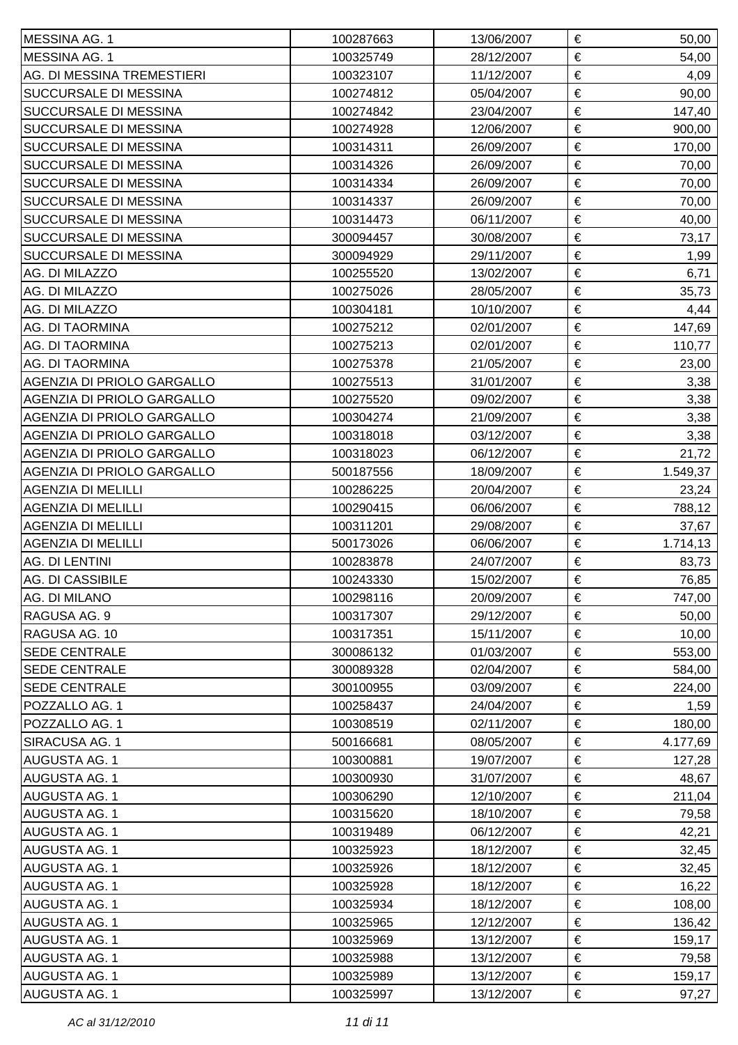| | | | | |
|---|---|---|---|---|
| MESSINA AG. 1 | 100287663 | 13/06/2007 | € | 50,00 |
| MESSINA AG. 1 | 100325749 | 28/12/2007 | € | 54,00 |
| AG. DI MESSINA TREMESTIERI | 100323107 | 11/12/2007 | € | 4,09 |
| SUCCURSALE DI MESSINA | 100274812 | 05/04/2007 | € | 90,00 |
| SUCCURSALE DI MESSINA | 100274842 | 23/04/2007 | € | 147,40 |
| SUCCURSALE DI MESSINA | 100274928 | 12/06/2007 | € | 900,00 |
| SUCCURSALE DI MESSINA | 100314311 | 26/09/2007 | € | 170,00 |
| SUCCURSALE DI MESSINA | 100314326 | 26/09/2007 | € | 70,00 |
| SUCCURSALE DI MESSINA | 100314334 | 26/09/2007 | € | 70,00 |
| SUCCURSALE DI MESSINA | 100314337 | 26/09/2007 | € | 70,00 |
| SUCCURSALE DI MESSINA | 100314473 | 06/11/2007 | € | 40,00 |
| SUCCURSALE DI MESSINA | 300094457 | 30/08/2007 | € | 73,17 |
| SUCCURSALE DI MESSINA | 300094929 | 29/11/2007 | € | 1,99 |
| AG. DI MILAZZO | 100255520 | 13/02/2007 | € | 6,71 |
| AG. DI MILAZZO | 100275026 | 28/05/2007 | € | 35,73 |
| AG. DI MILAZZO | 100304181 | 10/10/2007 | € | 4,44 |
| AG. DI TAORMINA | 100275212 | 02/01/2007 | € | 147,69 |
| AG. DI TAORMINA | 100275213 | 02/01/2007 | € | 110,77 |
| AG. DI TAORMINA | 100275378 | 21/05/2007 | € | 23,00 |
| AGENZIA DI PRIOLO GARGALLO | 100275513 | 31/01/2007 | € | 3,38 |
| AGENZIA DI PRIOLO GARGALLO | 100275520 | 09/02/2007 | € | 3,38 |
| AGENZIA DI PRIOLO GARGALLO | 100304274 | 21/09/2007 | € | 3,38 |
| AGENZIA DI PRIOLO GARGALLO | 100318018 | 03/12/2007 | € | 3,38 |
| AGENZIA DI PRIOLO GARGALLO | 100318023 | 06/12/2007 | € | 21,72 |
| AGENZIA DI PRIOLO GARGALLO | 500187556 | 18/09/2007 | € | 1.549,37 |
| AGENZIA DI MELILLI | 100286225 | 20/04/2007 | € | 23,24 |
| AGENZIA DI MELILLI | 100290415 | 06/06/2007 | € | 788,12 |
| AGENZIA DI MELILLI | 100311201 | 29/08/2007 | € | 37,67 |
| AGENZIA DI MELILLI | 500173026 | 06/06/2007 | € | 1.714,13 |
| AG. DI LENTINI | 100283878 | 24/07/2007 | € | 83,73 |
| AG. DI CASSIBILE | 100243330 | 15/02/2007 | € | 76,85 |
| AG. DI MILANO | 100298116 | 20/09/2007 | € | 747,00 |
| RAGUSA AG. 9 | 100317307 | 29/12/2007 | € | 50,00 |
| RAGUSA AG. 10 | 100317351 | 15/11/2007 | € | 10,00 |
| SEDE CENTRALE | 300086132 | 01/03/2007 | € | 553,00 |
| SEDE CENTRALE | 300089328 | 02/04/2007 | € | 584,00 |
| SEDE CENTRALE | 300100955 | 03/09/2007 | € | 224,00 |
| POZZALLO AG. 1 | 100258437 | 24/04/2007 | € | 1,59 |
| POZZALLO AG. 1 | 100308519 | 02/11/2007 | € | 180,00 |
| SIRACUSA AG. 1 | 500166681 | 08/05/2007 | € | 4.177,69 |
| AUGUSTA AG. 1 | 100300881 | 19/07/2007 | € | 127,28 |
| AUGUSTA AG. 1 | 100300930 | 31/07/2007 | € | 48,67 |
| AUGUSTA AG. 1 | 100306290 | 12/10/2007 | € | 211,04 |
| AUGUSTA AG. 1 | 100315620 | 18/10/2007 | € | 79,58 |
| AUGUSTA AG. 1 | 100319489 | 06/12/2007 | € | 42,21 |
| AUGUSTA AG. 1 | 100325923 | 18/12/2007 | € | 32,45 |
| AUGUSTA AG. 1 | 100325926 | 18/12/2007 | € | 32,45 |
| AUGUSTA AG. 1 | 100325928 | 18/12/2007 | € | 16,22 |
| AUGUSTA AG. 1 | 100325934 | 18/12/2007 | € | 108,00 |
| AUGUSTA AG. 1 | 100325965 | 12/12/2007 | € | 136,42 |
| AUGUSTA AG. 1 | 100325969 | 13/12/2007 | € | 159,17 |
| AUGUSTA AG. 1 | 100325988 | 13/12/2007 | € | 79,58 |
| AUGUSTA AG. 1 | 100325989 | 13/12/2007 | € | 159,17 |
| AUGUSTA AG. 1 | 100325997 | 13/12/2007 | € | 97,27 |